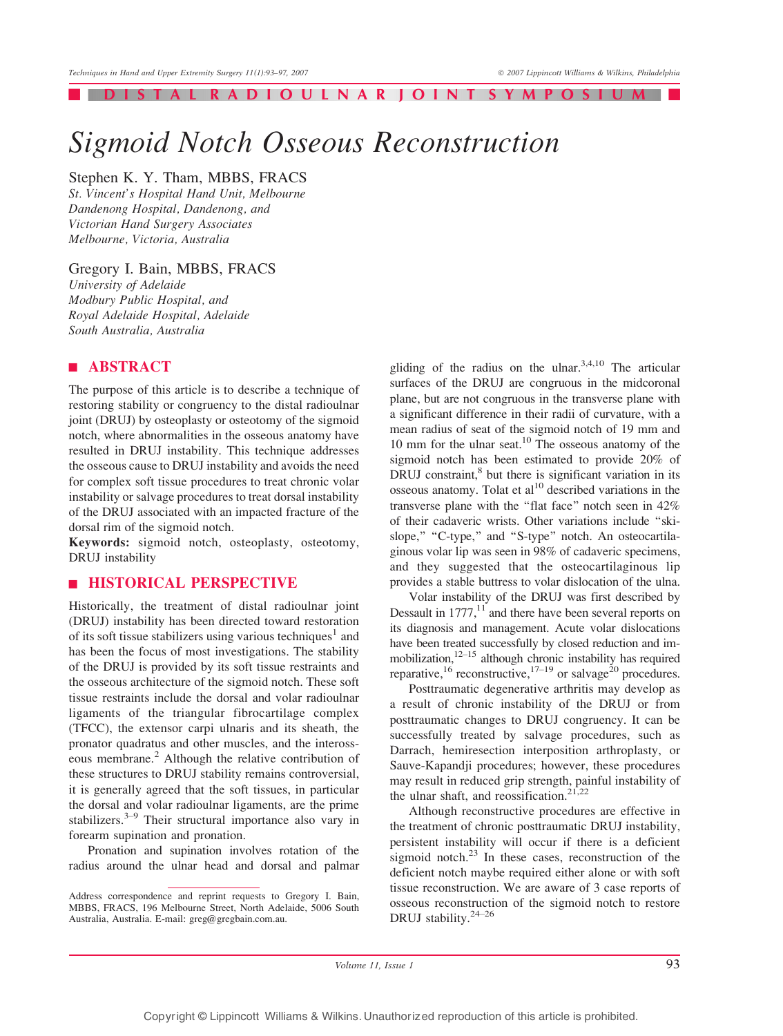DISTAL RADIOULNAR JOINT SYMPOSIUM

# Sigmoid Notch Osseous Reconstruction

Stephen K. Y. Tham, MBBS, FRACS
*St. Vincent's Hospital Hand Unit, Melbourne*
*Dandenong Hospital, Dandenong, and*
*Victorian Hand Surgery Associates*
*Melbourne, Victoria, Australia*

Gregory I. Bain, MBBS, FRACS
*University of Adelaide*
*Modbury Public Hospital, and*
*Royal Adelaide Hospital, Adelaide*
*South Australia, Australia*

## ABSTRACT

The purpose of this article is to describe a technique of restoring stability or congruency to the distal radioulnar joint (DRUJ) by osteoplasty or osteotomy of the sigmoid notch, where abnormalities in the osseous anatomy have resulted in DRUJ instability. This technique addresses the osseous cause to DRUJ instability and avoids the need for complex soft tissue procedures to treat chronic volar instability or salvage procedures to treat dorsal instability of the DRUJ associated with an impacted fracture of the dorsal rim of the sigmoid notch.

**Keywords:** sigmoid notch, osteoplasty, osteotomy, DRUJ instability

## HISTORICAL PERSPECTIVE

Historically, the treatment of distal radioulnar joint (DRUJ) instability has been directed toward restoration of its soft tissue stabilizers using various techniques[1] and has been the focus of most investigations. The stability of the DRUJ is provided by its soft tissue restraints and the osseous architecture of the sigmoid notch. These soft tissue restraints include the dorsal and volar radioulnar ligaments of the triangular fibrocartilage complex (TFCC), the extensor carpi ulnaris and its sheath, the pronator quadratus and other muscles, and the interosseous membrane.[2] Although the relative contribution of these structures to DRUJ stability remains controversial, it is generally agreed that the soft tissues, in particular the dorsal and volar radioulnar ligaments, are the prime stabilizers.[3–9] Their structural importance also vary in forearm supination and pronation.

Pronation and supination involves rotation of the radius around the ulnar head and dorsal and palmar gliding of the radius on the ulnar.[3,4,10] The articular surfaces of the DRUJ are congruous in the midcoronal plane, but are not congruous in the transverse plane with a significant difference in their radii of curvature, with a mean radius of seat of the sigmoid notch of 19 mm and 10 mm for the ulnar seat.[10] The osseous anatomy of the sigmoid notch has been estimated to provide 20% of DRUJ constraint,[8] but there is significant variation in its osseous anatomy. Tolat et al[10] described variations in the transverse plane with the "flat face" notch seen in 42% of their cadaveric wrists. Other variations include "ski-slope," "C-type," and "S-type" notch. An osteocartilaginous volar lip was seen in 98% of cadaveric specimens, and they suggested that the osteocartilaginous lip provides a stable buttress to volar dislocation of the ulna.

Volar instability of the DRUJ was first described by Dessault in 1777,[11] and there have been several reports on its diagnosis and management. Acute volar dislocations have been treated successfully by closed reduction and immobilization,[12–15] although chronic instability has required reparative,[16] reconstructive,[17–19] or salvage[20] procedures.

Posttraumatic degenerative arthritis may develop as a result of chronic instability of the DRUJ or from posttraumatic changes to DRUJ congruency. It can be successfully treated by salvage procedures, such as Darrach, hemiresection interposition arthroplasty, or Sauve-Kapandji procedures; however, these procedures may result in reduced grip strength, painful instability of the ulnar shaft, and reossification.[21,22]

Although reconstructive procedures are effective in the treatment of chronic posttraumatic DRUJ instability, persistent instability will occur if there is a deficient sigmoid notch.[23] In these cases, reconstruction of the deficient notch maybe required either alone or with soft tissue reconstruction. We are aware of 3 case reports of osseous reconstruction of the sigmoid notch to restore DRUJ stability.[24–26]

Address correspondence and reprint requests to Gregory I. Bain, MBBS, FRACS, 196 Melbourne Street, North Adelaide, 5006 South Australia, Australia. E-mail: greg@gregbain.com.au.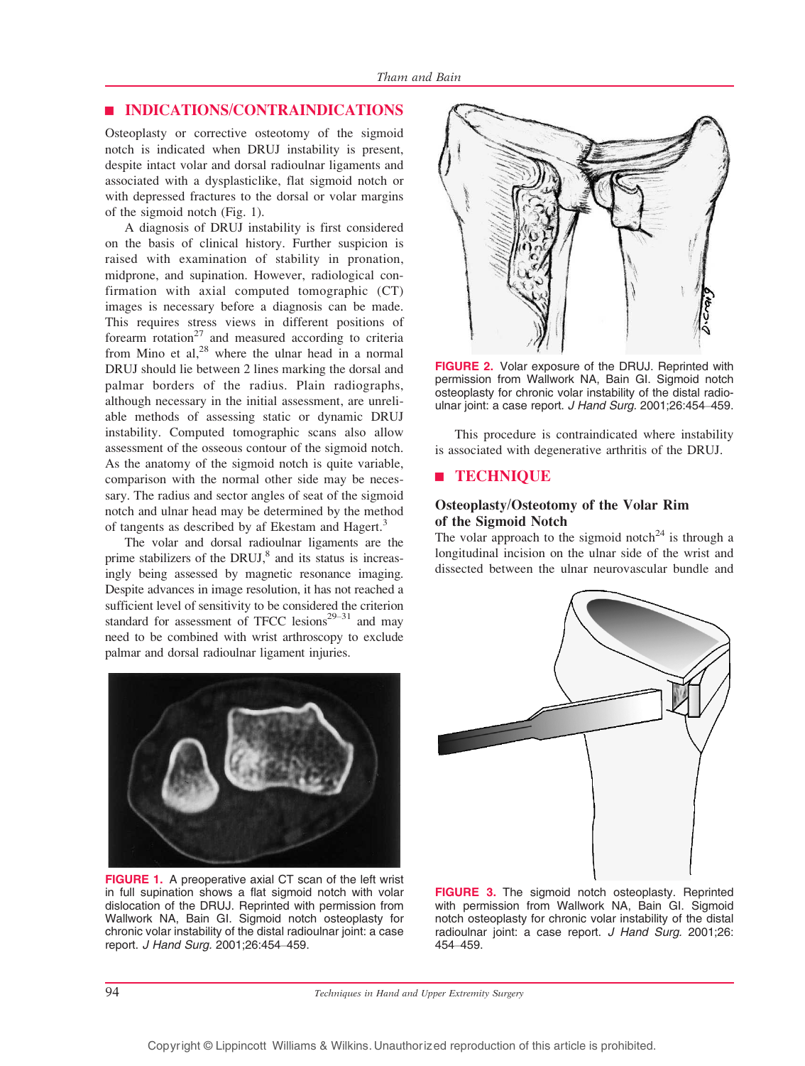## INDICATIONS/CONTRAINDICATIONS

Osteoplasty or corrective osteotomy of the sigmoid notch is indicated when DRUJ instability is present, despite intact volar and dorsal radioulnar ligaments and associated with a dysplasticlike, flat sigmoid notch or with depressed fractures to the dorsal or volar margins of the sigmoid notch (Fig. 1).

A diagnosis of DRUJ instability is first considered on the basis of clinical history. Further suspicion is raised with examination of stability in pronation, midprone, and supination. However, radiological confirmation with axial computed tomographic (CT) images is necessary before a diagnosis can be made. This requires stress views in different positions of forearm rotation[27] and measured according to criteria from Mino et al,[28] where the ulnar head in a normal DRUJ should lie between 2 lines marking the dorsal and palmar borders of the radius. Plain radiographs, although necessary in the initial assessment, are unreliable methods of assessing static or dynamic DRUJ instability. Computed tomographic scans also allow assessment of the osseous contour of the sigmoid notch. As the anatomy of the sigmoid notch is quite variable, comparison with the normal other side may be necessary. The radius and sector angles of seat of the sigmoid notch and ulnar head may be determined by the method of tangents as described by af Ekestam and Hagert.[3]

The volar and dorsal radioulnar ligaments are the prime stabilizers of the DRUJ,[8] and its status is increasingly being assessed by magnetic resonance imaging. Despite advances in image resolution, it has not reached a sufficient level of sensitivity to be considered the criterion standard for assessment of TFCC lesions[29–31] and may need to be combined with wrist arthroscopy to exclude palmar and dorsal radioulnar ligament injuries.

**FIGURE 1.** A preoperative axial CT scan of the left wrist in full supination shows a flat sigmoid notch with volar dislocation of the DRUJ. Reprinted with permission from Wallwork NA, Bain GI. Sigmoid notch osteoplasty for chronic volar instability of the distal radioulnar joint: a case report. *J Hand Surg.* 2001;26:454–459.

**FIGURE 2.** Volar exposure of the DRUJ. Reprinted with permission from Wallwork NA, Bain GI. Sigmoid notch osteoplasty for chronic volar instability of the distal radioulnar joint: a case report. *J Hand Surg.* 2001;26:454–459.

This procedure is contraindicated where instability is associated with degenerative arthritis of the DRUJ.

## TECHNIQUE

### Osteoplasty/Osteotomy of the Volar Rim of the Sigmoid Notch

The volar approach to the sigmoid notch[24] is through a longitudinal incision on the ulnar side of the wrist and dissected between the ulnar neurovascular bundle and

**FIGURE 3.** The sigmoid notch osteoplasty. Reprinted with permission from Wallwork NA, Bain GI. Sigmoid notch osteoplasty for chronic volar instability of the distal radioulnar joint: a case report. *J Hand Surg.* 2001;26: 454–459.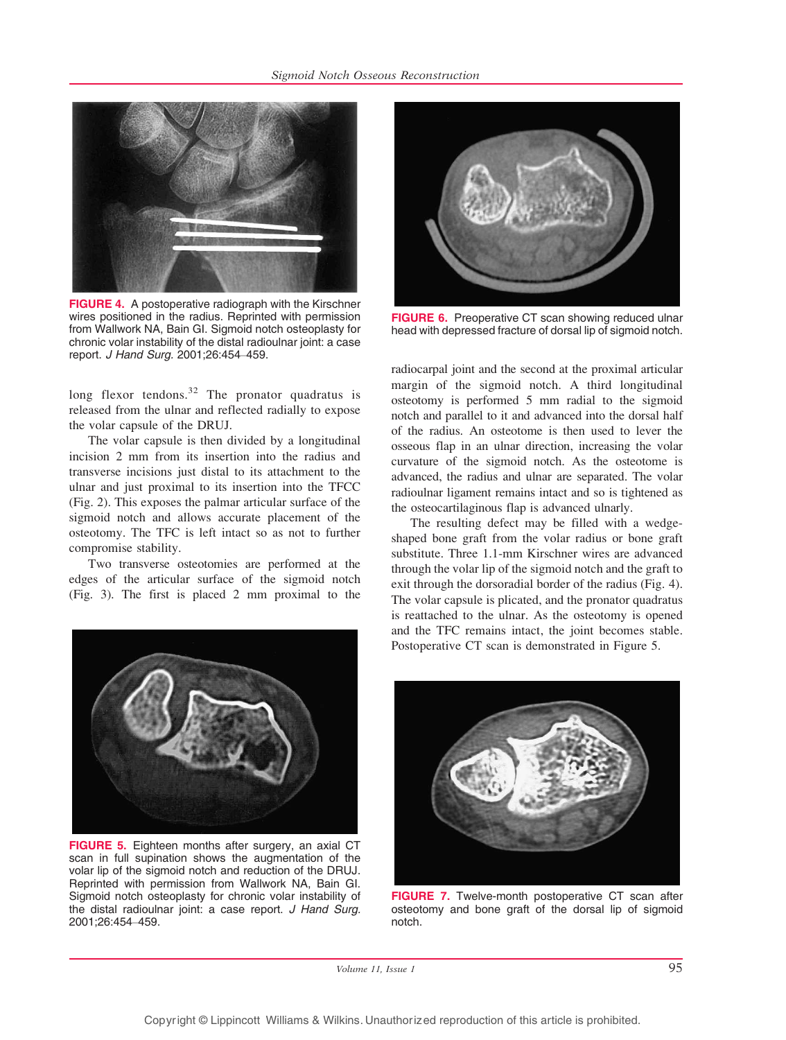FIGURE 4. A postoperative radiograph with the Kirschner wires positioned in the radius. Reprinted with permission from Wallwork NA, Bain GI. Sigmoid notch osteoplasty for chronic volar instability of the distal radioulnar joint: a case report. *J Hand Surg.* 2001;26:454–459.

long flexor tendons.[32] The pronator quadratus is released from the ulnar and reflected radially to expose the volar capsule of the DRUJ.

The volar capsule is then divided by a longitudinal incision 2 mm from its insertion into the radius and transverse incisions just distal to its attachment to the ulnar and just proximal to its insertion into the TFCC (Fig. 2). This exposes the palmar articular surface of the sigmoid notch and allows accurate placement of the osteotomy. The TFC is left intact so as not to further compromise stability.

Two transverse osteotomies are performed at the edges of the articular surface of the sigmoid notch (Fig. 3). The first is placed 2 mm proximal to the radiocarpal joint and the second at the proximal articular margin of the sigmoid notch. A third longitudinal osteotomy is performed 5 mm radial to the sigmoid notch and parallel to it and advanced into the dorsal half of the radius. An osteotome is then used to lever the osseous flap in an ulnar direction, increasing the volar curvature of the sigmoid notch. As the osteotome is advanced, the radius and ulnar are separated. The volar radioulnar ligament remains intact and so is tightened as the osteocartilaginous flap is advanced ulnarly.

The resulting defect may be filled with a wedge-shaped bone graft from the volar radius or bone graft substitute. Three 1.1-mm Kirschner wires are advanced through the volar lip of the sigmoid notch and the graft to exit through the dorsoradial border of the radius (Fig. 4). The volar capsule is plicated, and the pronator quadratus is reattached to the ulnar. As the osteotomy is opened and the TFC remains intact, the joint becomes stable. Postoperative CT scan is demonstrated in Figure 5.

FIGURE 5. Eighteen months after surgery, an axial CT scan in full supination shows the augmentation of the volar lip of the sigmoid notch and reduction of the DRUJ. Reprinted with permission from Wallwork NA, Bain GI. Sigmoid notch osteoplasty for chronic volar instability of the distal radioulnar joint: a case report. *J Hand Surg.* 2001;26:454–459.

FIGURE 6. Preoperative CT scan showing reduced ulnar head with depressed fracture of dorsal lip of sigmoid notch.

FIGURE 7. Twelve-month postoperative CT scan after osteotomy and bone graft of the dorsal lip of sigmoid notch.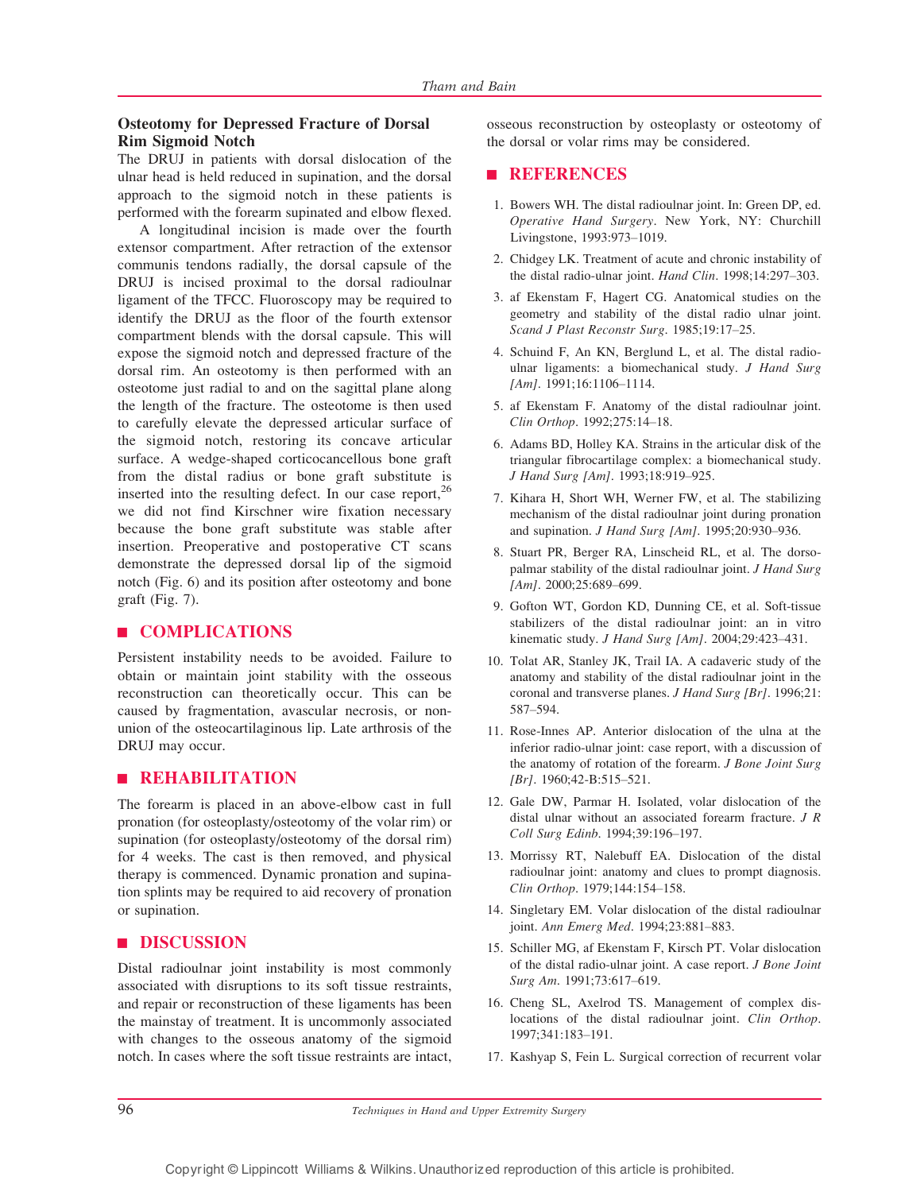### Osteotomy for Depressed Fracture of Dorsal Rim Sigmoid Notch

The DRUJ in patients with dorsal dislocation of the ulnar head is held reduced in supination, and the dorsal approach to the sigmoid notch in these patients is performed with the forearm supinated and elbow flexed.

A longitudinal incision is made over the fourth extensor compartment. After retraction of the extensor communis tendons radially, the dorsal capsule of the DRUJ is incised proximal to the dorsal radioulnar ligament of the TFCC. Fluoroscopy may be required to identify the DRUJ as the floor of the fourth extensor compartment blends with the dorsal capsule. This will expose the sigmoid notch and depressed fracture of the dorsal rim. An osteotomy is then performed with an osteotome just radial to and on the sagittal plane along the length of the fracture. The osteotome is then used to carefully elevate the depressed articular surface of the sigmoid notch, restoring its concave articular surface. A wedge-shaped corticocancellous bone graft from the distal radius or bone graft substitute is inserted into the resulting defect. In our case report,[26] we did not find Kirschner wire fixation necessary because the bone graft substitute was stable after insertion. Preoperative and postoperative CT scans demonstrate the depressed dorsal lip of the sigmoid notch (Fig. 6) and its position after osteotomy and bone graft (Fig. 7).

## COMPLICATIONS

Persistent instability needs to be avoided. Failure to obtain or maintain joint stability with the osseous reconstruction can theoretically occur. This can be caused by fragmentation, avascular necrosis, or nonunion of the osteocartilaginous lip. Late arthrosis of the DRUJ may occur.

## REHABILITATION

The forearm is placed in an above-elbow cast in full pronation (for osteoplasty/osteotomy of the volar rim) or supination (for osteoplasty/osteotomy of the dorsal rim) for 4 weeks. The cast is then removed, and physical therapy is commenced. Dynamic pronation and supination splints may be required to aid recovery of pronation or supination.

## DISCUSSION

Distal radioulnar joint instability is most commonly associated with disruptions to its soft tissue restraints, and repair or reconstruction of these ligaments has been the mainstay of treatment. It is uncommonly associated with changes to the osseous anatomy of the sigmoid notch. In cases where the soft tissue restraints are intact, osseous reconstruction by osteoplasty or osteotomy of the dorsal or volar rims may be considered.

## REFERENCES

1. Bowers WH. The distal radioulnar joint. In: Green DP, ed. *Operative Hand Surgery*. New York, NY: Churchill Livingstone, 1993:973–1019.
2. Chidgey LK. Treatment of acute and chronic instability of the distal radio-ulnar joint. *Hand Clin*. 1998;14:297–303.
3. af Ekenstam F, Hagert CG. Anatomical studies on the geometry and stability of the distal radio ulnar joint. *Scand J Plast Reconstr Surg*. 1985;19:17–25.
4. Schuind F, An KN, Berglund L, et al. The distal radio-ulnar ligaments: a biomechanical study. *J Hand Surg [Am]*. 1991;16:1106–1114.
5. af Ekenstam F. Anatomy of the distal radioulnar joint. *Clin Orthop*. 1992;275:14–18.
6. Adams BD, Holley KA. Strains in the articular disk of the triangular fibrocartilage complex: a biomechanical study. *J Hand Surg [Am]*. 1993;18:919–925.
7. Kihara H, Short WH, Werner FW, et al. The stabilizing mechanism of the distal radioulnar joint during pronation and supination. *J Hand Surg [Am]*. 1995;20:930–936.
8. Stuart PR, Berger RA, Linscheid RL, et al. The dorsopalmar stability of the distal radioulnar joint. *J Hand Surg [Am]*. 2000;25:689–699.
9. Gofton WT, Gordon KD, Dunning CE, et al. Soft-tissue stabilizers of the distal radioulnar joint: an in vitro kinematic study. *J Hand Surg [Am]*. 2004;29:423–431.
10. Tolat AR, Stanley JK, Trail IA. A cadaveric study of the anatomy and stability of the distal radioulnar joint in the coronal and transverse planes. *J Hand Surg [Br]*. 1996;21:587–594.
11. Rose-Innes AP. Anterior dislocation of the ulna at the inferior radio-ulnar joint: case report, with a discussion of the anatomy of rotation of the forearm. *J Bone Joint Surg [Br]*. 1960;42-B:515–521.
12. Gale DW, Parmar H. Isolated, volar dislocation of the distal ulnar without an associated forearm fracture. *J R Coll Surg Edinb*. 1994;39:196–197.
13. Morrissy RT, Nalebuff EA. Dislocation of the distal radioulnar joint: anatomy and clues to prompt diagnosis. *Clin Orthop*. 1979;144:154–158.
14. Singletary EM. Volar dislocation of the distal radioulnar joint. *Ann Emerg Med*. 1994;23:881–883.
15. Schiller MG, af Ekenstam F, Kirsch PT. Volar dislocation of the distal radio-ulnar joint. A case report. *J Bone Joint Surg Am*. 1991;73:617–619.
16. Cheng SL, Axelrod TS. Management of complex dislocations of the distal radioulnar joint. *Clin Orthop*. 1997;341:183–191.
17. Kashyap S, Fein L. Surgical correction of recurrent volar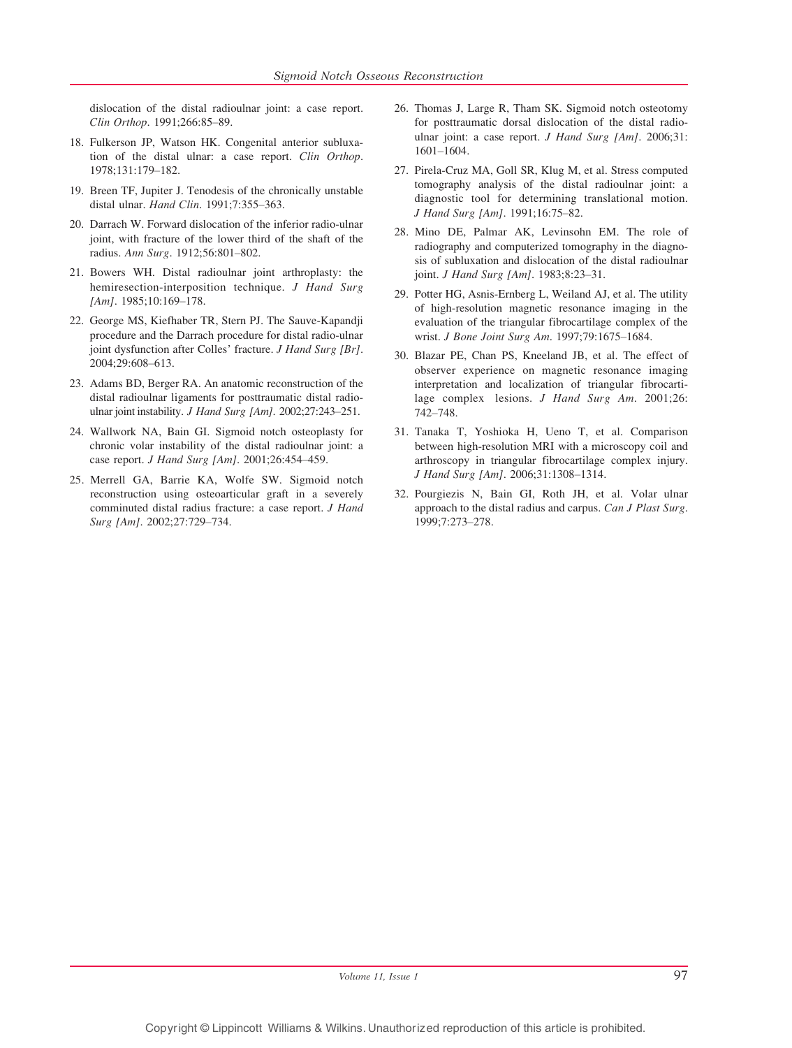dislocation of the distal radioulnar joint: a case report. *Clin Orthop*. 1991;266:85–89.

18. Fulkerson JP, Watson HK. Congenital anterior subluxation of the distal ulnar: a case report. *Clin Orthop*. 1978;131:179–182.
19. Breen TF, Jupiter J. Tenodesis of the chronically unstable distal ulnar. *Hand Clin*. 1991;7:355–363.
20. Darrach W. Forward dislocation of the inferior radio-ulnar joint, with fracture of the lower third of the shaft of the radius. *Ann Surg*. 1912;56:801–802.
21. Bowers WH. Distal radioulnar joint arthroplasty: the hemiresection-interposition technique. *J Hand Surg [Am]*. 1985;10:169–178.
22. George MS, Kiefhaber TR, Stern PJ. The Sauve-Kapandji procedure and the Darrach procedure for distal radio-ulnar joint dysfunction after Colles' fracture. *J Hand Surg [Br]*. 2004;29:608–613.
23. Adams BD, Berger RA. An anatomic reconstruction of the distal radioulnar ligaments for posttraumatic distal radioulnar joint instability. *J Hand Surg [Am]*. 2002;27:243–251.
24. Wallwork NA, Bain GI. Sigmoid notch osteoplasty for chronic volar instability of the distal radioulnar joint: a case report. *J Hand Surg [Am]*. 2001;26:454–459.
25. Merrell GA, Barrie KA, Wolfe SW. Sigmoid notch reconstruction using osteoarticular graft in a severely comminuted distal radius fracture: a case report. *J Hand Surg [Am]*. 2002;27:729–734.
26. Thomas J, Large R, Tham SK. Sigmoid notch osteotomy for posttraumatic dorsal dislocation of the distal radioulnar joint: a case report. *J Hand Surg [Am]*. 2006;31:1601–1604.
27. Pirela-Cruz MA, Goll SR, Klug M, et al. Stress computed tomography analysis of the distal radioulnar joint: a diagnostic tool for determining translational motion. *J Hand Surg [Am]*. 1991;16:75–82.
28. Mino DE, Palmar AK, Levinsohn EM. The role of radiography and computerized tomography in the diagnosis of subluxation and dislocation of the distal radioulnar joint. *J Hand Surg [Am]*. 1983;8:23–31.
29. Potter HG, Asnis-Ernberg L, Weiland AJ, et al. The utility of high-resolution magnetic resonance imaging in the evaluation of the triangular fibrocartilage complex of the wrist. *J Bone Joint Surg Am*. 1997;79:1675–1684.
30. Blazar PE, Chan PS, Kneeland JB, et al. The effect of observer experience on magnetic resonance imaging interpretation and localization of triangular fibrocartilage complex lesions. *J Hand Surg Am*. 2001;26:742–748.
31. Tanaka T, Yoshioka H, Ueno T, et al. Comparison between high-resolution MRI with a microscopy coil and arthroscopy in triangular fibrocartilage complex injury. *J Hand Surg [Am]*. 2006;31:1308–1314.
32. Pourgiezis N, Bain GI, Roth JH, et al. Volar ulnar approach to the distal radius and carpus. *Can J Plast Surg*. 1999;7:273–278.